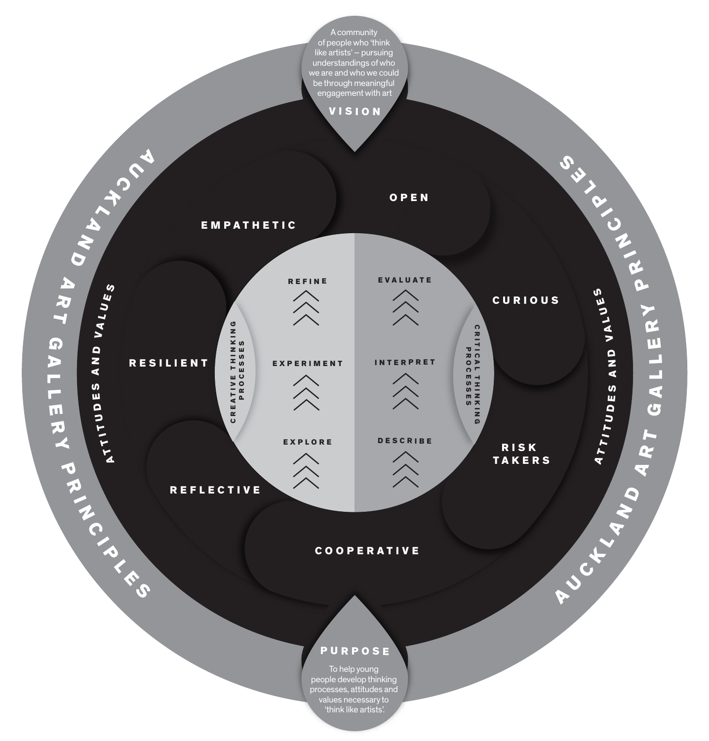AUCKLAND ART GALLERY PRINCIPLES

## VISION

A community of people who 'think like artists' – pursuing understandings of who we are and who we could be through meaningful engagement with art

## PURPOSE

To help young people develop thinking processes, attitudes and values necessary to 'think like artists'.

### ATTITUDES AND VALUES

- OPEN
- CURIOUS
- RISK TAKERS
- COOPERATIVE
- REFLECTIVE
- RESILIENT
- EMPATHETIC

### CREATIVE THINKING PROCESSES

- REFINE
- EXPERIMENT
- EXPLORE

### CRITICAL THINKING PROCESSES

- EVALUATE
- INTERPRET
- DESCRIBE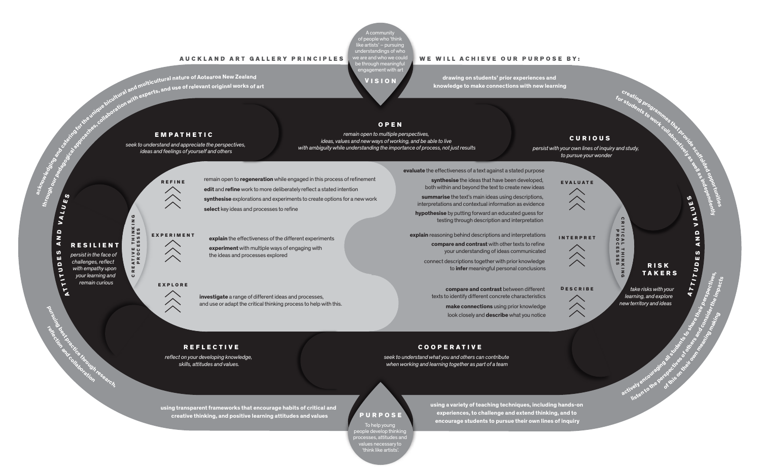## AUCKLAND ART GALLERY PRINCIPLES

### VISION

A community of people who 'think like artists' – pursuing understandings of who we are and who we could be through meaningful engagement with art

## WE WILL ACHIEVE OUR PURPOSE BY:

**drawing on students' prior experiences and knowledge to make connections with new learning**

**creating programmes that provide scaffolded opportunities for students to work collaboratively as well as independently**

**actively encouraging all students to share their perspectives, listen to the perspectives of others and consider the impacts of this on their own meaning making**

**using a variety of teaching techniques, including hands-on experiences, to challenge and extend thinking, and to encourage students to pursue their own lines of inquiry**

**using transparent frameworks that encourage habits of critical and creative thinking, and positive learning attitudes and values**

**pursuing best practice through research, reflection and collaboration**

**acknowledging and catering for the unique bicultural and multicultural nature of Aotearoa New Zealand through our pedagogical approaches, collaboration with experts, and use of relevant original works of art**

### PURPOSE

To help young people develop thinking processes, attitudes and values necessary to 'think like artists'.

## ATTITUDES AND VALUES

### EMPATHETIC

*seek to understand and appreciate the perspectives, ideas and feelings of yourself and others*

### OPEN

*remain open to multiple perspectives, ideas, values and new ways of working, and be able to live with ambiguity while understanding the importance of process, not just results*

### CURIOUS

*persist with your own lines of inquiry and study, to pursue your wonder*

### RESILIENT

*persist in the face of challenges, reflect with empathy upon your learning and remain curious*

### RISK TAKERS

*take risks with your learning, and explore new territory and ideas*

### REFLECTIVE

*reflect on your developing knowledge, skills, attitudes and values.*

### COOPERATIVE

*seek to understand what you and others can contribute when working and learning together as part of a team*

## CREATIVE THINKING PROCESSES

### REFINE

remain open to **regeneration** while engaged in this process of refinement

**edit** and **refine** work to more deliberately reflect a stated intention

**synthesise** explorations and experiments to create options for a new work

**select** key ideas and processes to refine

### EXPERIMENT

**explain** the effectiveness of the different experiments

**experiment** with multiple ways of engaging with the ideas and processes explored

### EXPLORE

**investigate** a range of different ideas and processes, and use or adapt the critical thinking process to help with this.

## CRITICAL THINKING PROCESSES

### EVALUATE

**evaluate** the effectiveness of a text against a stated purpose

**synthesise** the ideas that have been developed, both within and beyond the text to create new ideas

**summarise** the text's main ideas using descriptions, interpretations and contextual information as evidence

**hypothesise** by putting forward an educated guess for testing through description and interpretation

### INTERPRET

**explain** reasoning behind descriptions and interpretations

**compare and contrast** with other texts to refine your understanding of ideas communicated

connect descriptions together with prior knowledge to **infer** meaningful personal conclusions

### DESCRIBE

**compare and contrast** between different texts to identify different concrete characteristics

**make connections** using prior knowledge

look closely and **describe** what you notice